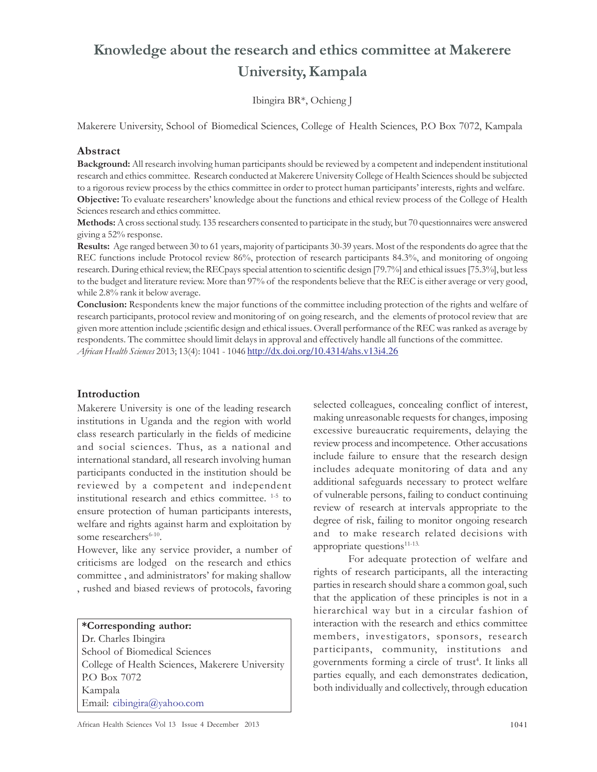# Knowledge about the research and ethics committee at Makerere University, Kampala

Ibingira BR*, Ochieng J

Makerere University, School of Biomedical Sciences, College of Health Sciences, P.O Box 7072, Kampala

## Abstract

**Background:** All research involving human participants should be reviewed by a competent and independent institutional research and ethics committee. Research conducted at Makerere University College of Health Sciences should be subjected to a rigorous review process by the ethics committee in order to protect human participants' interests, rights and welfare.

**Objective:** To evaluate researchers' knowledge about the functions and ethical review process of the College of Health Sciences research and ethics committee.

**Methods:** A cross sectional study. 135 researchers consented to participate in the study, but 70 questionnaires were answered giving a 52% response.

**Results:** Age ranged between 30 to 61 years, majority of participants 30-39 years. Most of the respondents do agree that the REC functions include Protocol review 86%, protection of research participants 84.3%, and monitoring of ongoing research. During ethical review, the RECpays special attention to scientific design [79.7%] and ethical issues [75.3%], but less to the budget and literature review. More than 97% of the respondents believe that the REC is either average or very good, while 2.8% rank it below average.

**Conclusion:** Respondents knew the major functions of the committee including protection of the rights and welfare of research participants, protocol review and monitoring of on going research, and the elements of protocol review that are given more attention include ;scientific design and ethical issues. Overall performance of the REC was ranked as average by respondents. The committee should limit delays in approval and effectively handle all functions of the committee.

*African Health Sciences* 2013; 13(4): 1041 - 1046 http://dx.doi.org/10.4314/ahs.v13i4.26

## Introduction

Makerere University is one of the leading research institutions in Uganda and the region with world class research particularly in the fields of medicine and social sciences. Thus, as a national and international standard, all research involving human participants conducted in the institution should be reviewed by a competent and independent institutional research and ethics committee. [1-5] to ensure protection of human participants interests, welfare and rights against harm and exploitation by some researchers[6-10].

However, like any service provider, a number of criticisms are lodged on the research and ethics committee , and administrators' for making shallow , rushed and biased reviews of protocols, favoring selected colleagues, concealing conflict of interest, making unreasonable requests for changes, imposing excessive bureaucratic requirements, delaying the review process and incompetence. Other accusations include failure to ensure that the research design includes adequate monitoring of data and any additional safeguards necessary to protect welfare of vulnerable persons, failing to conduct continuing review of research at intervals appropriate to the degree of risk, failing to monitor ongoing research and to make research related decisions with appropriate questions[11-13.]

For adequate protection of welfare and rights of research participants, all the interacting parties in research should share a common goal, such that the application of these principles is not in a hierarchical way but in a circular fashion of interaction with the research and ethics committee members, investigators, sponsors, research participants, community, institutions and governments forming a circle of trust[4]. It links all parties equally, and each demonstrates dedication, both individually and collectively, through education

**\*Corresponding author:**
Dr. Charles Ibingira
School of Biomedical Sciences
College of Health Sciences, Makerere University
P.O Box 7072
Kampala
Email: cibingira@yahoo.com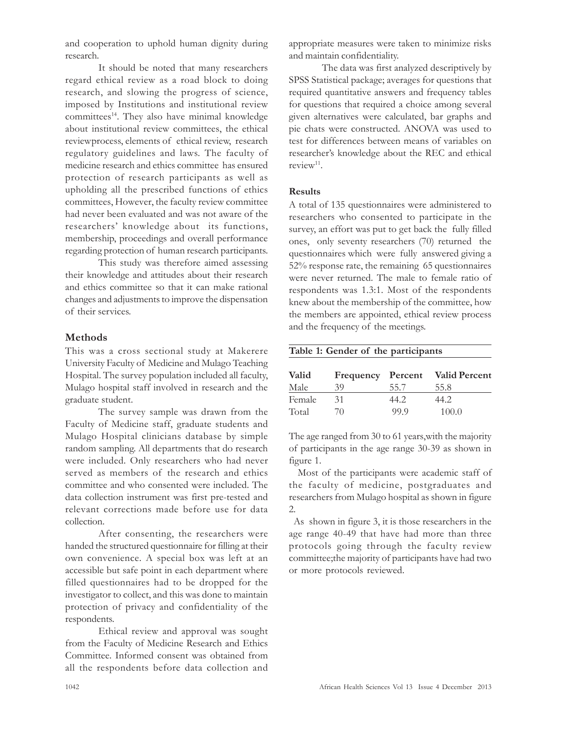and cooperation to uphold human dignity during research.

It should be noted that many researchers regard ethical review as a road block to doing research, and slowing the progress of science, imposed by Institutions and institutional review committees[14]. They also have minimal knowledge about institutional review committees, the ethical reviewprocess, elements of ethical review, research regulatory guidelines and laws. The faculty of medicine research and ethics committee has ensured protection of research participants as well as upholding all the prescribed functions of ethics committees, However, the faculty review committee had never been evaluated and was not aware of the researchers' knowledge about its functions, membership, proceedings and overall performance regarding protection of human research participants.

This study was therefore aimed assessing their knowledge and attitudes about their research and ethics committee so that it can make rational changes and adjustments to improve the dispensation of their services.

## Methods

This was a cross sectional study at Makerere University Faculty of Medicine and Mulago Teaching Hospital. The survey population included all faculty, Mulago hospital staff involved in research and the graduate student.

The survey sample was drawn from the Faculty of Medicine staff, graduate students and Mulago Hospital clinicians database by simple random sampling. All departments that do research were included. Only researchers who had never served as members of the research and ethics committee and who consented were included. The data collection instrument was first pre-tested and relevant corrections made before use for data collection.

After consenting, the researchers were handed the structured questionnaire for filling at their own convenience. A special box was left at an accessible but safe point in each department where filled questionnaires had to be dropped for the investigator to collect, and this was done to maintain protection of privacy and confidentiality of the respondents.

Ethical review and approval was sought from the Faculty of Medicine Research and Ethics Committee. Informed consent was obtained from all the respondents before data collection and appropriate measures were taken to minimize risks and maintain confidentiality.

The data was first analyzed descriptively by SPSS Statistical package; averages for questions that required quantitative answers and frequency tables for questions that required a choice among several given alternatives were calculated, bar graphs and pie chats were constructed. ANOVA was used to test for differences between means of variables on researcher's knowledge about the REC and ethical review[11].

### Results

A total of 135 questionnaires were administered to researchers who consented to participate in the survey, an effort was put to get back the fully filled ones, only seventy researchers (70) returned the questionnaires which were fully answered giving a 52% response rate, the remaining 65 questionnaires were never returned. The male to female ratio of respondents was 1.3:1. Most of the respondents knew about the membership of the committee, how the members are appointed, ethical review process and the frequency of the meetings.

**Table 1: Gender of the participants**

| Valid | Frequency | Percent | Valid Percent |
|---|---|---|---|
| Male | 39 | 55.7 | 55.8 |
| Female | 31 | 44.2 | 44.2 |
| Total | 70 | 99.9 | 100.0 |

The age ranged from 30 to 61 years,with the majority of participants in the age range 30-39 as shown in figure 1.

Most of the participants were academic staff of the faculty of medicine, postgraduates and researchers from Mulago hospital as shown in figure 2.

As shown in figure 3, it is those researchers in the age range 40-49 that have had more than three protocols going through the faculty review committee;the majority of participants have had two or more protocols reviewed.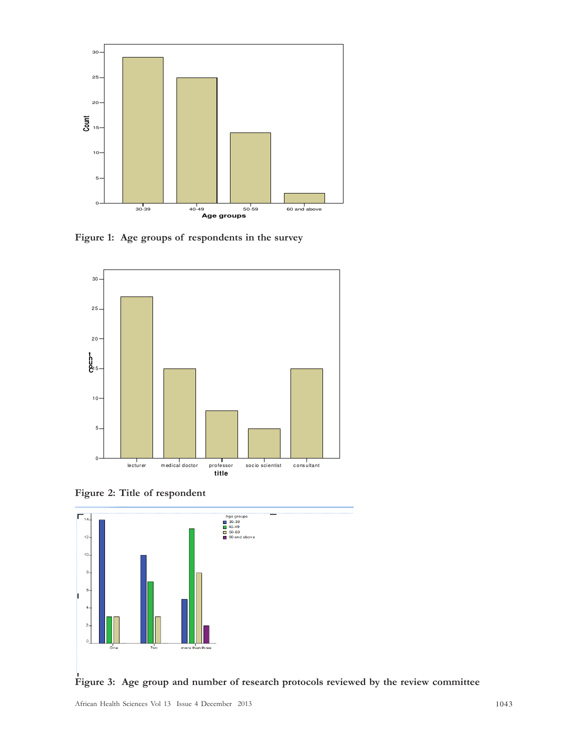Figure 1: Age groups of respondents in the survey

Figure 2: Title of respondent

Figure 3: Age group and number of research protocols reviewed by the review committee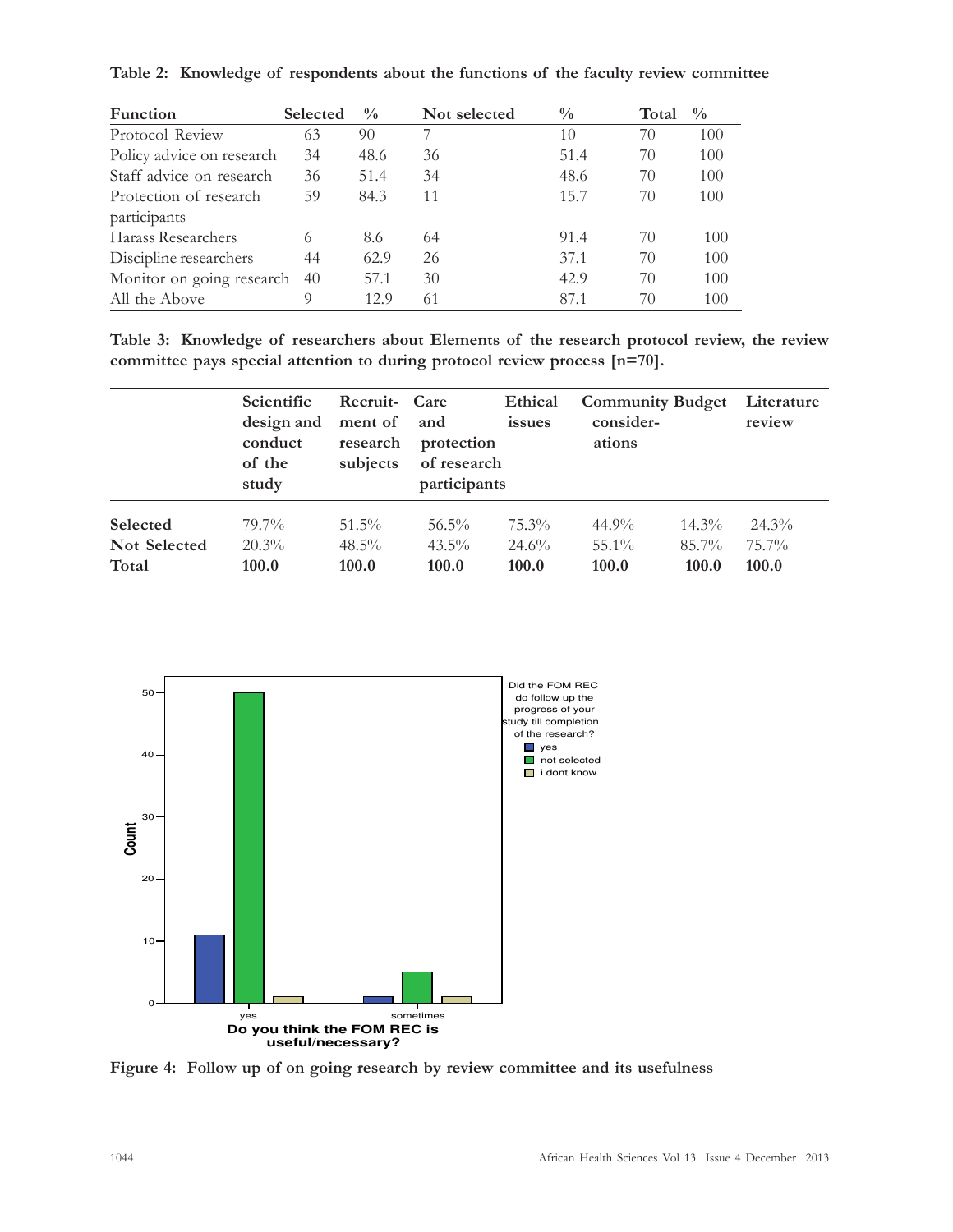**Table 2: Knowledge of respondents about the functions of the faculty review committee**

| Function | Selected | % | Not selected | % | Total | % |
|---|---|---|---|---|---|---|
| Protocol Review | 63 | 90 | 7 | 10 | 70 | 100 |
| Policy advice on research | 34 | 48.6 | 36 | 51.4 | 70 | 100 |
| Staff advice on research | 36 | 51.4 | 34 | 48.6 | 70 | 100 |
| Protection of research participants | 59 | 84.3 | 11 | 15.7 | 70 | 100 |
| Harass Researchers | 6 | 8.6 | 64 | 91.4 | 70 | 100 |
| Discipline researchers | 44 | 62.9 | 26 | 37.1 | 70 | 100 |
| Monitor on going research | 40 | 57.1 | 30 | 42.9 | 70 | 100 |
| All the Above | 9 | 12.9 | 61 | 87.1 | 70 | 100 |

**Table 3: Knowledge of researchers about Elements of the research protocol review, the review committee pays special attention to during protocol review process [n=70].**

| | Scientific design and conduct of the study | Recruit-ment of research subjects | Care and protection of research participants | Ethical issues | Community consider-ations | Budget | Literature review |
|---|---|---|---|---|---|---|---|
| **Selected** | 79.7% | 51.5% | 56.5% | 75.3% | 44.9% | 14.3% | 24.3% |
| **Not Selected** | 20.3% | 48.5% | 43.5% | 24.6% | 55.1% | 85.7% | 75.7% |
| **Total** | **100.0** | **100.0** | **100.0** | **100.0** | **100.0** | **100.0** | **100.0** |

**Figure 4: Follow up of on going research by review committee and its usefulness**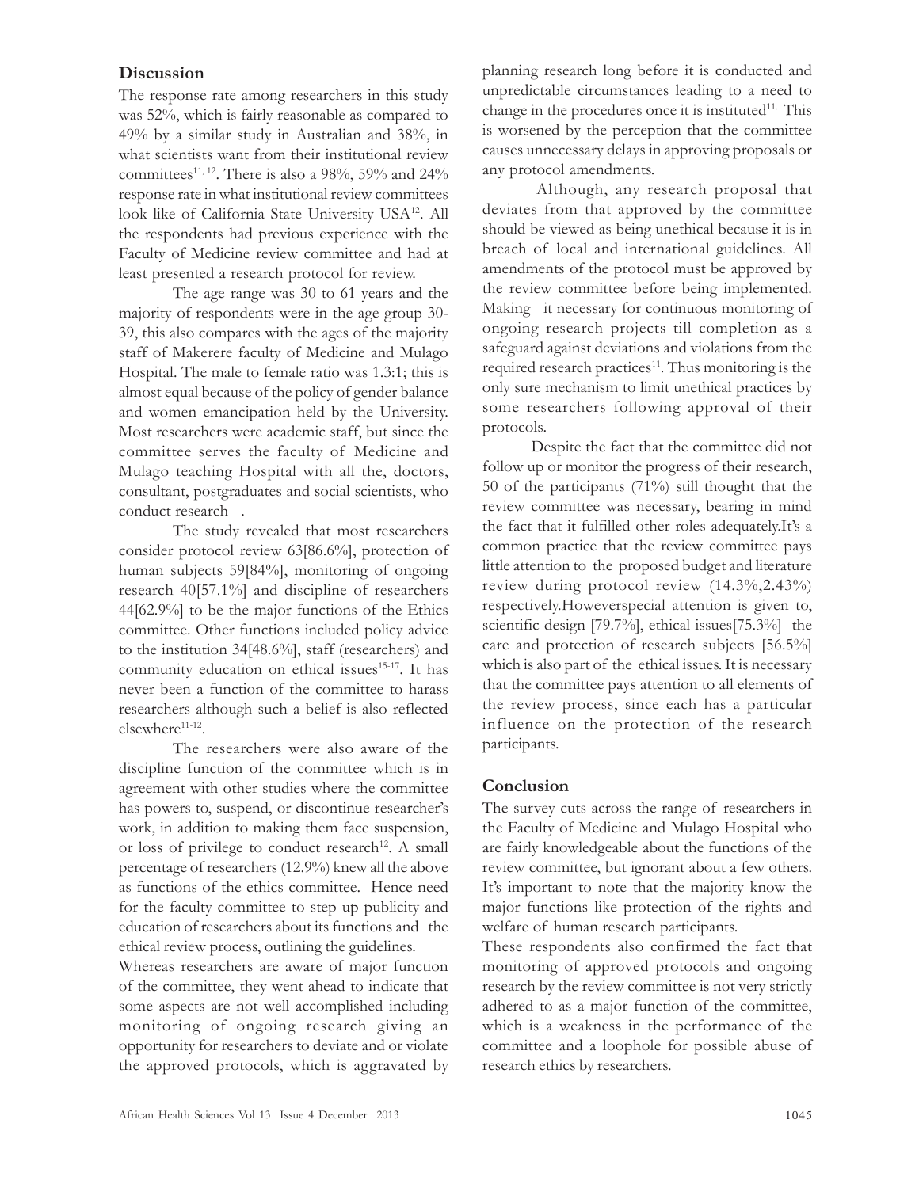## Discussion

The response rate among researchers in this study was 52%, which is fairly reasonable as compared to 49% by a similar study in Australian and 38%, in what scientists want from their institutional review committees[11, 12]. There is also a 98%, 59% and 24% response rate in what institutional review committees look like of California State University USA[12]. All the respondents had previous experience with the Faculty of Medicine review committee and had at least presented a research protocol for review.

The age range was 30 to 61 years and the majority of respondents were in the age group 30-39, this also compares with the ages of the majority staff of Makerere faculty of Medicine and Mulago Hospital. The male to female ratio was 1.3:1; this is almost equal because of the policy of gender balance and women emancipation held by the University. Most researchers were academic staff, but since the committee serves the faculty of Medicine and Mulago teaching Hospital with all the, doctors, consultant, postgraduates and social scientists, who conduct research .

The study revealed that most researchers consider protocol review 63[86.6%], protection of human subjects 59[84%], monitoring of ongoing research 40[57.1%] and discipline of researchers 44[62.9%] to be the major functions of the Ethics committee. Other functions included policy advice to the institution 34[48.6%], staff (researchers) and community education on ethical issues[15-17]. It has never been a function of the committee to harass researchers although such a belief is also reflected elsewhere[11-12].

The researchers were also aware of the discipline function of the committee which is in agreement with other studies where the committee has powers to, suspend, or discontinue researcher's work, in addition to making them face suspension, or loss of privilege to conduct research[12]. A small percentage of researchers (12.9%) knew all the above as functions of the ethics committee. Hence need for the faculty committee to step up publicity and education of researchers about its functions and the ethical review process, outlining the guidelines.

Whereas researchers are aware of major function of the committee, they went ahead to indicate that some aspects are not well accomplished including monitoring of ongoing research giving an opportunity for researchers to deviate and or violate the approved protocols, which is aggravated by planning research long before it is conducted and unpredictable circumstances leading to a need to change in the procedures once it is instituted[11]. This is worsened by the perception that the committee causes unnecessary delays in approving proposals or any protocol amendments.

Although, any research proposal that deviates from that approved by the committee should be viewed as being unethical because it is in breach of local and international guidelines. All amendments of the protocol must be approved by the review committee before being implemented. Making it necessary for continuous monitoring of ongoing research projects till completion as a safeguard against deviations and violations from the required research practices[11]. Thus monitoring is the only sure mechanism to limit unethical practices by some researchers following approval of their protocols.

Despite the fact that the committee did not follow up or monitor the progress of their research, 50 of the participants (71%) still thought that the review committee was necessary, bearing in mind the fact that it fulfilled other roles adequately.It's a common practice that the review committee pays little attention to the proposed budget and literature review during protocol review (14.3%,2.43%) respectively.Howeverspecial attention is given to, scientific design [79.7%], ethical issues[75.3%] the care and protection of research subjects [56.5%] which is also part of the ethical issues. It is necessary that the committee pays attention to all elements of the review process, since each has a particular influence on the protection of the research participants.

## Conclusion

The survey cuts across the range of researchers in the Faculty of Medicine and Mulago Hospital who are fairly knowledgeable about the functions of the review committee, but ignorant about a few others. It's important to note that the majority know the major functions like protection of the rights and welfare of human research participants.

These respondents also confirmed the fact that monitoring of approved protocols and ongoing research by the review committee is not very strictly adhered to as a major function of the committee, which is a weakness in the performance of the committee and a loophole for possible abuse of research ethics by researchers.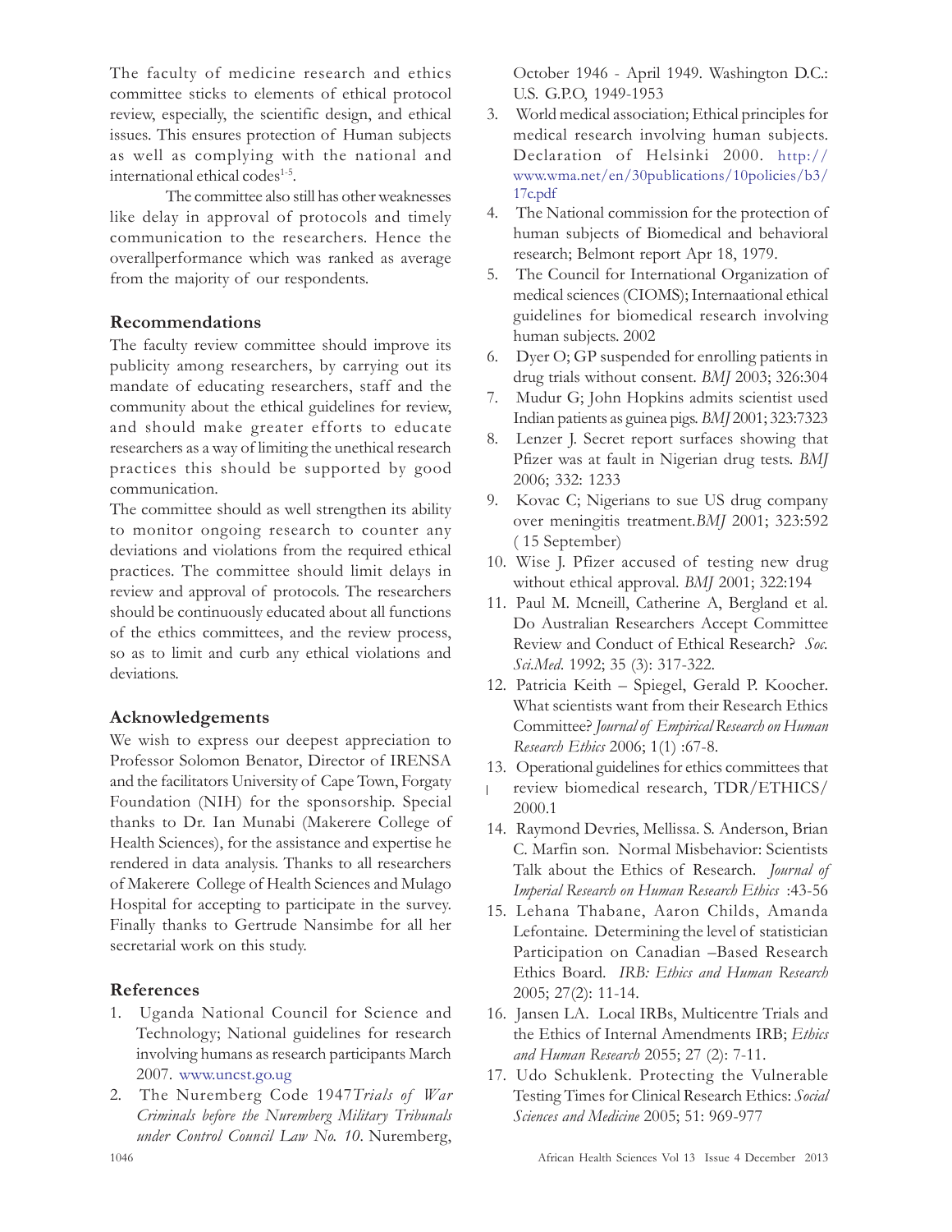The faculty of medicine research and ethics committee sticks to elements of ethical protocol review, especially, the scientific design, and ethical issues. This ensures protection of Human subjects as well as complying with the national and international ethical codes[1-5].

The committee also still has other weaknesses like delay in approval of protocols and timely communication to the researchers. Hence the overallperformance which was ranked as average from the majority of our respondents.

## Recommendations

The faculty review committee should improve its publicity among researchers, by carrying out its mandate of educating researchers, staff and the community about the ethical guidelines for review, and should make greater efforts to educate researchers as a way of limiting the unethical research practices this should be supported by good communication.

The committee should as well strengthen its ability to monitor ongoing research to counter any deviations and violations from the required ethical practices. The committee should limit delays in review and approval of protocols. The researchers should be continuously educated about all functions of the ethics committees, and the review process, so as to limit and curb any ethical violations and deviations.

## Acknowledgements

We wish to express our deepest appreciation to Professor Solomon Benator, Director of IRENSA and the facilitators University of Cape Town, Forgaty Foundation (NIH) for the sponsorship. Special thanks to Dr. Ian Munabi (Makerere College of Health Sciences), for the assistance and expertise he rendered in data analysis. Thanks to all researchers of Makerere College of Health Sciences and Mulago Hospital for accepting to participate in the survey. Finally thanks to Gertrude Nansimbe for all her secretarial work on this study.

## References

1. Uganda National Council for Science and Technology; National guidelines for research involving humans as research participants March 2007. www.uncst.go.ug
2. The Nuremberg Code 1947*Trials of War Criminals before the Nuremberg Military Tribunals under Control Council Law No. 10*. Nuremberg, October 1946 - April 1949. Washington D.C.: U.S. G.P.O, 1949-1953
3. World medical association; Ethical principles for medical research involving human subjects. Declaration of Helsinki 2000. http://www.wma.net/en/30publications/10policies/b3/17c.pdf
4. The National commission for the protection of human subjects of Biomedical and behavioral research; Belmont report Apr 18, 1979.
5. The Council for International Organization of medical sciences (CIOMS); Internaational ethical guidelines for biomedical research involving human subjects. 2002
6. Dyer O; GP suspended for enrolling patients in drug trials without consent. *BMJ* 2003; 326:304
7. Mudur G; John Hopkins admits scientist used Indian patients as guinea pigs. *BMJ* 2001; 323:7323
8. Lenzer J. Secret report surfaces showing that Pfizer was at fault in Nigerian drug tests. *BMJ* 2006; 332: 1233
9. Kovac C; Nigerians to sue US drug company over meningitis treatment.*BMJ* 2001; 323:592 ( 15 September)
10. Wise J. Pfizer accused of testing new drug without ethical approval. *BMJ* 2001; 322:194
11. Paul M. Mcneill, Catherine A, Bergland et al. Do Australian Researchers Accept Committee Review and Conduct of Ethical Research? *Soc. Sci.Med*. 1992; 35 (3): 317-322.
12. Patricia Keith – Spiegel, Gerald P. Koocher. What scientists want from their Research Ethics Committee? *Journal of Empirical Research on Human Research Ethics* 2006; 1(1) :67-8.
13. Operational guidelines for ethics committees that review biomedical research, TDR/ETHICS/2000.1
14. Raymond Devries, Mellissa. S. Anderson, Brian C. Marfin son. Normal Misbehavior: Scientists Talk about the Ethics of Research. *Journal of Imperial Research on Human Research Ethics* :43-56
15. Lehana Thabane, Aaron Childs, Amanda Lefontaine. Determining the level of statistician Participation on Canadian –Based Research Ethics Board. *IRB: Ethics and Human Research* 2005; 27(2): 11-14.
16. Jansen LA. Local IRBs, Multicentre Trials and the Ethics of Internal Amendments IRB; *Ethics and Human Research* 2055; 27 (2): 7-11.
17. Udo Schuklenk. Protecting the Vulnerable Testing Times for Clinical Research Ethics: *Social Sciences and Medicine* 2005; 51: 969-977